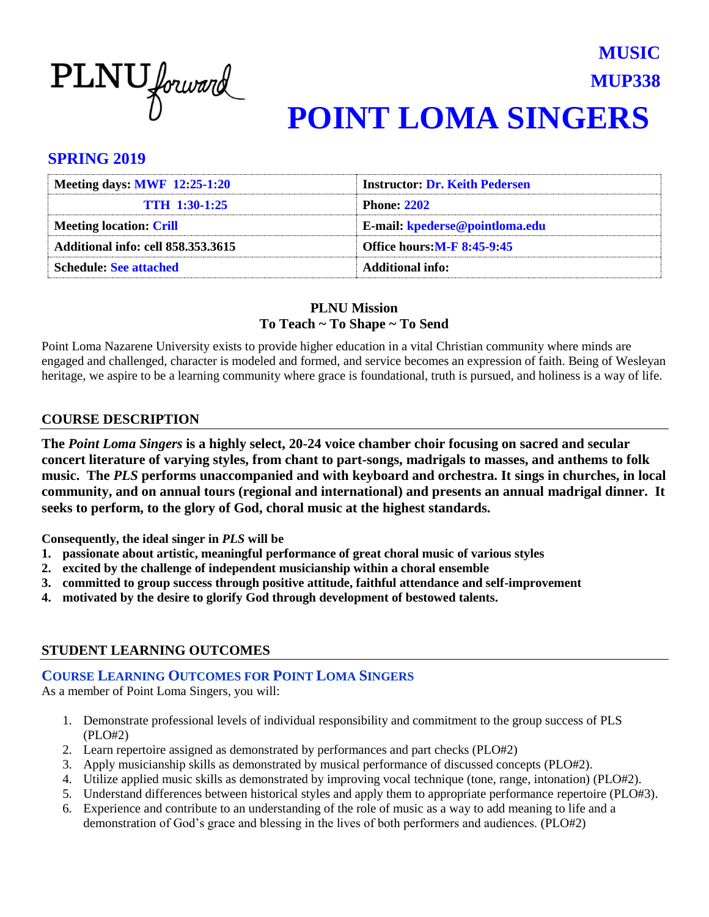PLNU forward

# MUSIC
# MUP338
# POINT LOMA SINGERS

## SPRING 2019

| | |
|---|---|
| **Meeting days: MWF 12:25-1:20** | **Instructor: Dr. Keith Pedersen** |
| **TTH 1:30-1:25** | **Phone: 2202** |
| **Meeting location: Crill** | **E-mail: kpederse@pointloma.edu** |
| **Additional info: cell 858.353.3615** | **Office hours:M-F 8:45-9:45** |
| **Schedule: See attached** | **Additional info:** |

**PLNU Mission**
**To Teach ~ To Shape ~ To Send**

Point Loma Nazarene University exists to provide higher education in a vital Christian community where minds are engaged and challenged, character is modeled and formed, and service becomes an expression of faith. Being of Wesleyan heritage, we aspire to be a learning community where grace is foundational, truth is pursued, and holiness is a way of life.

## COURSE DESCRIPTION

**The *Point Loma Singers* is a highly select, 20-24 voice chamber choir focusing on sacred and secular concert literature of varying styles, from chant to part-songs, madrigals to masses, and anthems to folk music. The *PLS* performs unaccompanied and with keyboard and orchestra. It sings in churches, in local community, and on annual tours (regional and international) and presents an annual madrigal dinner. It seeks to perform, to the glory of God, choral music at the highest standards.**

**Consequently, the ideal singer in *PLS* will be**

1. **passionate about artistic, meaningful performance of great choral music of various styles**
2. **excited by the challenge of independent musicianship within a choral ensemble**
3. **committed to group success through positive attitude, faithful attendance and self-improvement**
4. **motivated by the desire to glorify God through development of bestowed talents.**

## STUDENT LEARNING OUTCOMES

### COURSE LEARNING OUTCOMES FOR POINT LOMA SINGERS

As a member of Point Loma Singers, you will:

1. Demonstrate professional levels of individual responsibility and commitment to the group success of PLS (PLO#2)
2. Learn repertoire assigned as demonstrated by performances and part checks (PLO#2)
3. Apply musicianship skills as demonstrated by musical performance of discussed concepts (PLO#2).
4. Utilize applied music skills as demonstrated by improving vocal technique (tone, range, intonation) (PLO#2).
5. Understand differences between historical styles and apply them to appropriate performance repertoire (PLO#3).
6. Experience and contribute to an understanding of the role of music as a way to add meaning to life and a demonstration of God's grace and blessing in the lives of both performers and audiences. (PLO#2)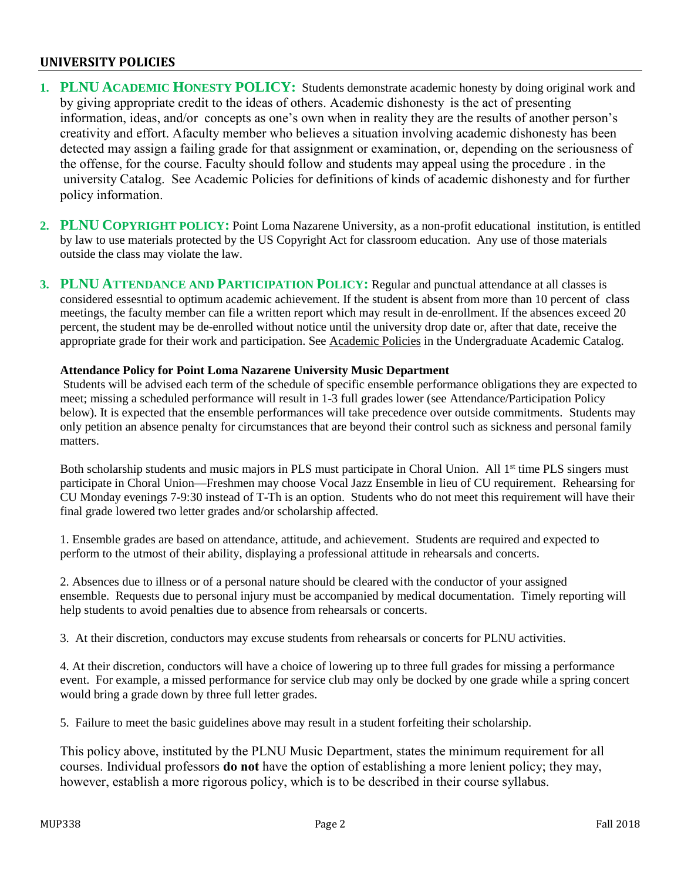## UNIVERSITY POLICIES

1. **PLNU ACADEMIC HONESTY POLICY:** Students demonstrate academic honesty by doing original work and by giving appropriate credit to the ideas of others. Academic dishonesty is the act of presenting information, ideas, and/or concepts as one's own when in reality they are the results of another person's creativity and effort. Afaculty member who believes a situation involving academic dishonesty has been detected may assign a failing grade for that assignment or examination, or, depending on the seriousness of the offense, for the course. Faculty should follow and students may appeal using the procedure . in the university Catalog. See Academic Policies for definitions of kinds of academic dishonesty and for further policy information.

2. **PLNU COPYRIGHT POLICY:** Point Loma Nazarene University, as a non-profit educational institution, is entitled by law to use materials protected by the US Copyright Act for classroom education. Any use of those materials outside the class may violate the law.

3. **PLNU ATTENDANCE AND PARTICIPATION POLICY:** Regular and punctual attendance at all classes is considered essesntial to optimum academic achievement. If the student is absent from more than 10 percent of class meetings, the faculty member can file a written report which may result in de-enrollment. If the absences exceed 20 percent, the student may be de-enrolled without notice until the university drop date or, after that date, receive the appropriate grade for their work and participation. See Academic Policies in the Undergraduate Academic Catalog.

   **Attendance Policy for Point Loma Nazarene University Music Department**

   Students will be advised each term of the schedule of specific ensemble performance obligations they are expected to meet; missing a scheduled performance will result in 1-3 full grades lower (see Attendance/Participation Policy below). It is expected that the ensemble performances will take precedence over outside commitments. Students may only petition an absence penalty for circumstances that are beyond their control such as sickness and personal family matters.

   Both scholarship students and music majors in PLS must participate in Choral Union. All 1st time PLS singers must participate in Choral Union—Freshmen may choose Vocal Jazz Ensemble in lieu of CU requirement. Rehearsing for CU Monday evenings 7-9:30 instead of T-Th is an option. Students who do not meet this requirement will have their final grade lowered two letter grades and/or scholarship affected.

   1. Ensemble grades are based on attendance, attitude, and achievement. Students are required and expected to perform to the utmost of their ability, displaying a professional attitude in rehearsals and concerts.

   2. Absences due to illness or of a personal nature should be cleared with the conductor of your assigned ensemble. Requests due to personal injury must be accompanied by medical documentation. Timely reporting will help students to avoid penalties due to absence from rehearsals or concerts.

   3. At their discretion, conductors may excuse students from rehearsals or concerts for PLNU activities.

   4. At their discretion, conductors will have a choice of lowering up to three full grades for missing a performance event. For example, a missed performance for service club may only be docked by one grade while a spring concert would bring a grade down by three full letter grades.

   5. Failure to meet the basic guidelines above may result in a student forfeiting their scholarship.

   This policy above, instituted by the PLNU Music Department, states the minimum requirement for all courses. Individual professors **do not** have the option of establishing a more lenient policy; they may, however, establish a more rigorous policy, which is to be described in their course syllabus.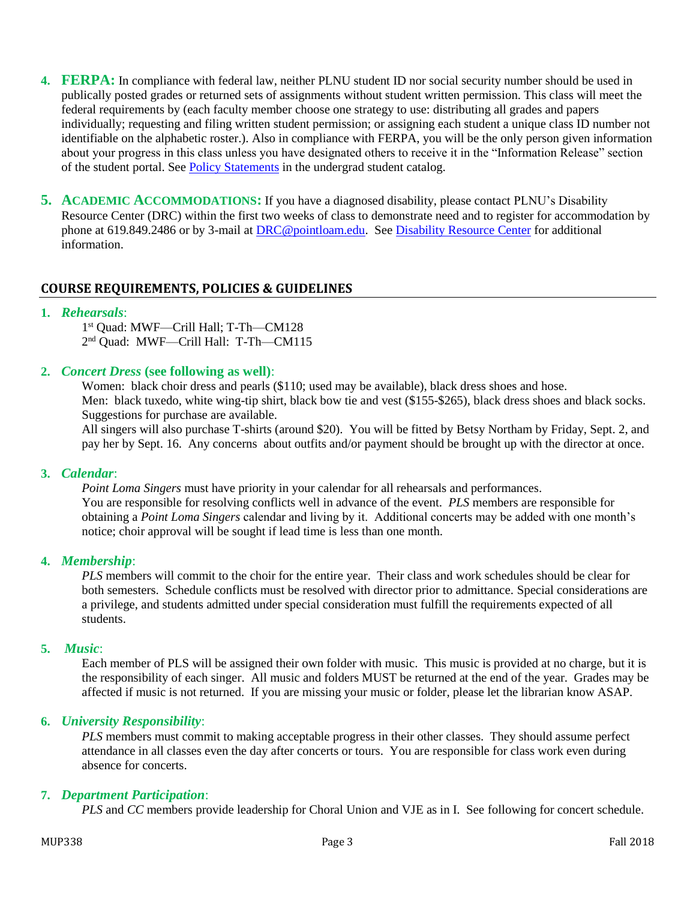4. **FERPA:** In compliance with federal law, neither PLNU student ID nor social security number should be used in publically posted grades or returned sets of assignments without student written permission. This class will meet the federal requirements by (each faculty member choose one strategy to use: distributing all grades and papers individually; requesting and filing written student permission; or assigning each student a unique class ID number not identifiable on the alphabetic roster.). Also in compliance with FERPA, you will be the only person given information about your progress in this class unless you have designated others to receive it in the "Information Release" section of the student portal. See [Policy Statements](#) in the undergrad student catalog.

5. **ACADEMIC ACCOMMODATIONS:** If you have a diagnosed disability, please contact PLNU's Disability Resource Center (DRC) within the first two weeks of class to demonstrate need and to register for accommodation by phone at 619.849.2486 or by 3-mail at [DRC@pointloam.edu](mailto:DRC@pointloam.edu). See [Disability Resource Center](#) for additional information.

## COURSE REQUIREMENTS, POLICIES & GUIDELINES

1. ***Rehearsals***:
   1st Quad: MWF—Crill Hall; T-Th—CM128
   2nd Quad: MWF—Crill Hall: T-Th—CM115

2. ***Concert Dress* (see following as well)**:
   Women: black choir dress and pearls ($110; used may be available), black dress shoes and hose.
   Men: black tuxedo, white wing-tip shirt, black bow tie and vest ($155-$265), black dress shoes and black socks. Suggestions for purchase are available.
   All singers will also purchase T-shirts (around $20). You will be fitted by Betsy Northam by Friday, Sept. 2, and pay her by Sept. 16. Any concerns about outfits and/or payment should be brought up with the director at once.

3. ***Calendar***:
   *Point Loma Singers* must have priority in your calendar for all rehearsals and performances.
   You are responsible for resolving conflicts well in advance of the event. *PLS* members are responsible for obtaining a *Point Loma Singers* calendar and living by it. Additional concerts may be added with one month's notice; choir approval will be sought if lead time is less than one month.

4. ***Membership***:
   *PLS* members will commit to the choir for the entire year. Their class and work schedules should be clear for both semesters. Schedule conflicts must be resolved with director prior to admittance. Special considerations are a privilege, and students admitted under special consideration must fulfill the requirements expected of all students.

5. ***Music***:
   Each member of PLS will be assigned their own folder with music. This music is provided at no charge, but it is the responsibility of each singer. All music and folders MUST be returned at the end of the year. Grades may be affected if music is not returned. If you are missing your music or folder, please let the librarian know ASAP.

6. ***University Responsibility***:
   *PLS* members must commit to making acceptable progress in their other classes. They should assume perfect attendance in all classes even the day after concerts or tours. You are responsible for class work even during absence for concerts.

7. ***Department Participation***:
   *PLS* and *CC* members provide leadership for Choral Union and VJE as in I. See following for concert schedule.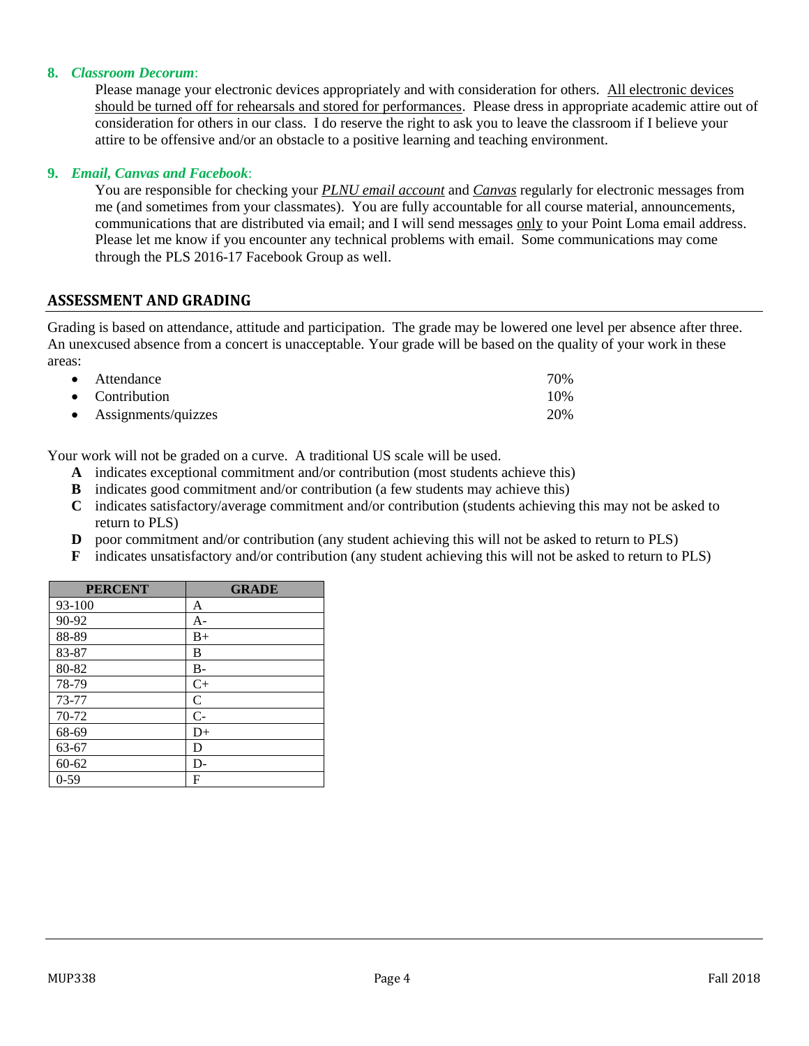8. ***Classroom Decorum***:
   Please manage your electronic devices appropriately and with consideration for others. All electronic devices should be turned off for rehearsals and stored for performances. Please dress in appropriate academic attire out of consideration for others in our class. I do reserve the right to ask you to leave the classroom if I believe your attire to be offensive and/or an obstacle to a positive learning and teaching environment.

9. ***Email, Canvas and Facebook***:
   You are responsible for checking your *PLNU email account* and *Canvas* regularly for electronic messages from me (and sometimes from your classmates). You are fully accountable for all course material, announcements, communications that are distributed via email; and I will send messages only to your Point Loma email address. Please let me know if you encounter any technical problems with email. Some communications may come through the PLS 2016-17 Facebook Group as well.

## ASSESSMENT AND GRADING

Grading is based on attendance, attitude and participation. The grade may be lowered one level per absence after three. An unexcused absence from a concert is unacceptable. Your grade will be based on the quality of your work in these areas:

- Attendance 70%
- Contribution 10%
- Assignments/quizzes 20%

Your work will not be graded on a curve. A traditional US scale will be used.

- **A** indicates exceptional commitment and/or contribution (most students achieve this)
- **B** indicates good commitment and/or contribution (a few students may achieve this)
- **C** indicates satisfactory/average commitment and/or contribution (students achieving this may not be asked to return to PLS)
- **D** poor commitment and/or contribution (any student achieving this will not be asked to return to PLS)
- **F** indicates unsatisfactory and/or contribution (any student achieving this will not be asked to return to PLS)

| PERCENT | GRADE |
|---|---|
| 93-100 | A |
| 90-92 | A- |
| 88-89 | B+ |
| 83-87 | B |
| 80-82 | B- |
| 78-79 | C+ |
| 73-77 | C |
| 70-72 | C- |
| 68-69 | D+ |
| 63-67 | D |
| 60-62 | D- |
| 0-59 | F |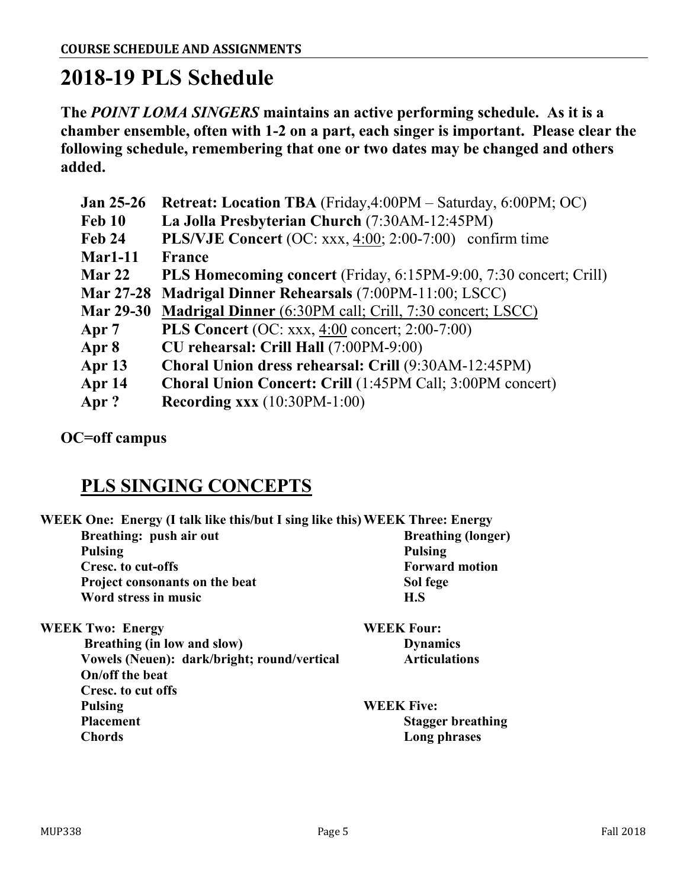**COURSE SCHEDULE AND ASSIGNMENTS**

# 2018-19 PLS Schedule

**The *POINT LOMA SINGERS* maintains an active performing schedule. As it is a chamber ensemble, often with 1-2 on a part, each singer is important. Please clear the following schedule, remembering that one or two dates may be changed and others added.**

| | |
|---|---|
| **Jan 25-26** | **Retreat: Location TBA** (Friday,4:00PM – Saturday, 6:00PM; OC) |
| **Feb 10** | **La Jolla Presbyterian Church** (7:30AM-12:45PM) |
| **Feb 24** | **PLS/VJE Concert** (OC: xxx, 4:00; 2:00-7:00) confirm time |
| **Mar1-11** | **France** |
| **Mar 22** | **PLS Homecoming concert** (Friday, 6:15PM-9:00, 7:30 concert; Crill) |
| **Mar 27-28** | **Madrigal Dinner Rehearsals** (7:00PM-11:00; LSCC) |
| **Mar 29-30** | **Madrigal Dinner** (6:30PM call; Crill, 7:30 concert; LSCC) |
| **Apr 7** | **PLS Concert** (OC: xxx, 4:00 concert; 2:00-7:00) |
| **Apr 8** | **CU rehearsal: Crill Hall** (7:00PM-9:00) |
| **Apr 13** | **Choral Union dress rehearsal: Crill** (9:30AM-12:45PM) |
| **Apr 14** | **Choral Union Concert: Crill** (1:45PM Call; 3:00PM concert) |
| **Apr ?** | **Recording xxx** (10:30PM-1:00) |

**OC=off campus**

## PLS SINGING CONCEPTS

**WEEK One: Energy (I talk like this/but I sing like this)**
- **Breathing: push air out**
- **Pulsing**
- **Cresc. to cut-offs**
- **Project consonants on the beat**
- **Word stress in music**

**WEEK Two: Energy**
- **Breathing (in low and slow)**
- **Vowels (Neuen): dark/bright; round/vertical**
- **On/off the beat**
- **Cresc. to cut offs**
- **Pulsing**
- **Placement**
- **Chords**

**WEEK Three: Energy**
- **Breathing (longer)**
- **Pulsing**
- **Forward motion**
- **Sol fege**
- **H.S**

**WEEK Four:**
- **Dynamics**
- **Articulations**

**WEEK Five:**
- **Stagger breathing**
- **Long phrases**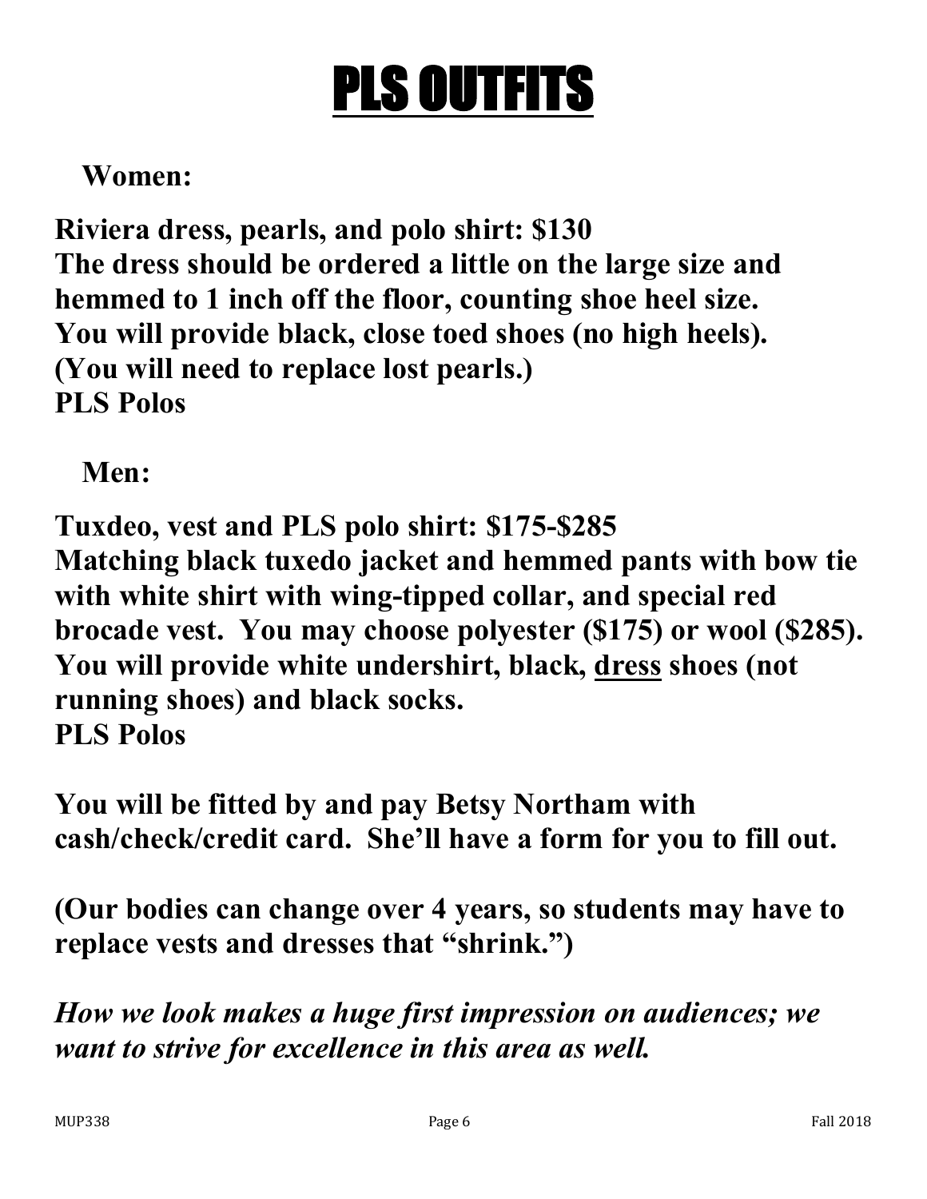# PLS OUTFITS

**Women:**

**Riviera dress, pearls, and polo shirt: $130**
**The dress should be ordered a little on the large size and hemmed to 1 inch off the floor, counting shoe heel size.**
**You will provide black, close toed shoes (no high heels).**
**(You will need to replace lost pearls.)**
**PLS Polos**

**Men:**

**Tuxdeo, vest and PLS polo shirt: $175-$285**
**Matching black tuxedo jacket and hemmed pants with bow tie with white shirt with wing-tipped collar, and special red brocade vest. You may choose polyester ($175) or wool ($285).**
**You will provide white undershirt, black, <u>dress</u> shoes (not running shoes) and black socks.**
**PLS Polos**

**You will be fitted by and pay Betsy Northam with cash/check/credit card. She'll have a form for you to fill out.**

**(Our bodies can change over 4 years, so students may have to replace vests and dresses that "shrink.")**

***How we look makes a huge first impression on audiences; we want to strive for excellence in this area as well.***